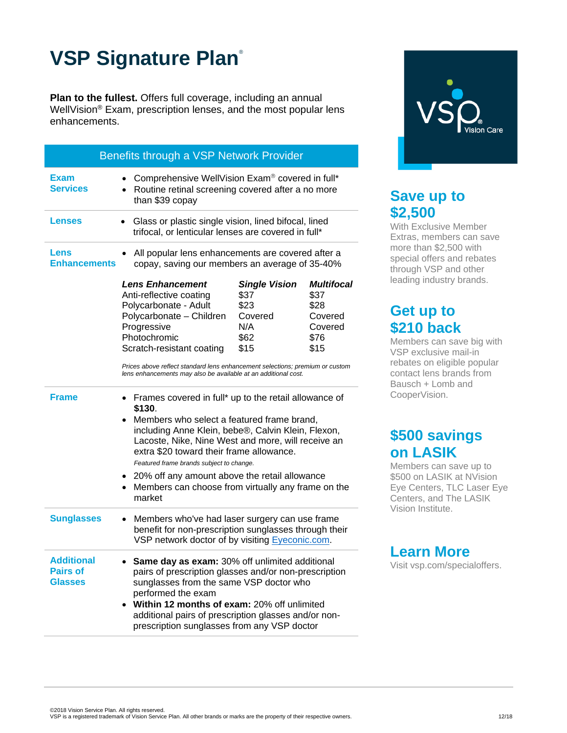# VSP Signature Plan®

**Plan to the fullest.** Offers full coverage, including an annual WellVision® Exam, prescription lenses, and the most popular lens enhancements.

## Benefits through a VSP Network Provider

### Exam Services

- Comprehensive WellVision® Exam covered in full*
- Routine retinal screening covered after a no more than $39 copay

### Lenses

- Glass or plastic single vision, lined bifocal, lined trifocal, or lenticular lenses are covered in full*

### Lens Enhancements

- All popular lens enhancements are covered after a copay, saving our members an average of 35-40%

| *Lens Enhancement* | *Single Vision* | *Multifocal* |
|---|---|---|
| Anti-reflective coating | $37 | $37 |
| Polycarbonate - Adult | $23 | $28 |
| Polycarbonate – Children | Covered | Covered |
| Progressive | N/A | Covered |
| Photochromic | $62 | $76 |
| Scratch-resistant coating | $15 | $15 |

*Prices above reflect standard lens enhancement selections; premium or custom lens enhancements may also be available at an additional cost.*

### Frame

- Frames covered in full* up to the retail allowance of **$130**.
- Members who select a featured frame brand, including Anne Klein, bebe®, Calvin Klein, Flexon, Lacoste, Nike, Nine West and more, will receive an extra $20 toward their frame allowance.

  *Featured frame brands subject to change.*
- 20% off any amount above the retail allowance
- Members can choose from virtually any frame on the market

### Sunglasses

- Members who've had laser surgery can use frame benefit for non-prescription sunglasses through their VSP network doctor of by visiting Eyeconic.com.

### Additional Pairs of Glasses

- **Same day as exam:** 30% off unlimited additional pairs of prescription glasses and/or non-prescription sunglasses from the same VSP doctor who performed the exam
- **Within 12 months of exam:** 20% off unlimited additional pairs of prescription glasses and/or non-prescription sunglasses from any VSP doctor

VSP® Vision Care

## Save up to $2,500

With Exclusive Member Extras, members can save more than $2,500 with special offers and rebates through VSP and other leading industry brands.

## Get up to $210 back

Members can save big with VSP exclusive mail-in rebates on eligible popular contact lens brands from Bausch + Lomb and CooperVision.

## $500 savings on LASIK

Members can save up to $500 on LASIK at NVision Eye Centers, TLC Laser Eye Centers, and The LASIK Vision Institute.

## Learn More

Visit vsp.com/specialoffers.

©2018 Vision Service Plan. All rights reserved.
VSP is a registered trademark of Vision Service Plan. All other brands or marks are the property of their respective owners.

12/18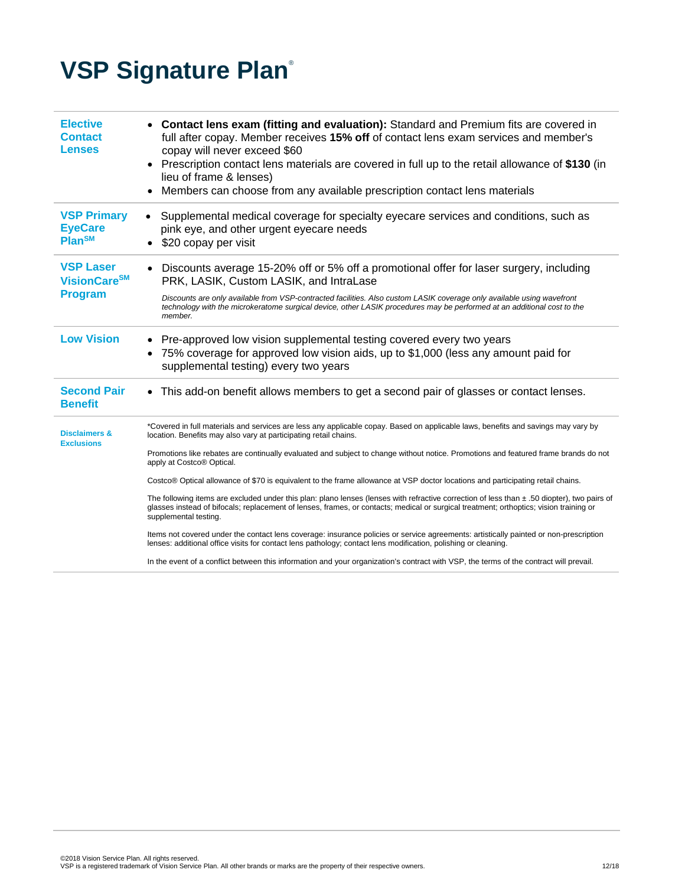# VSP Signature Plan®

| | |
|---|---|
| **Elective Contact Lenses** | • **Contact lens exam (fitting and evaluation):** Standard and Premium fits are covered in full after copay. Member receives **15% off** of contact lens exam services and member's copay will never exceed $60<br>• Prescription contact lens materials are covered in full up to the retail allowance of **$130** (in lieu of frame & lenses)<br>• Members can choose from any available prescription contact lens materials |
| **VSP Primary EyeCare Plan℠** | • Supplemental medical coverage for specialty eyecare services and conditions, such as pink eye, and other urgent eyecare needs<br>• $20 copay per visit |
| **VSP Laser VisionCare℠ Program** | • Discounts average 15-20% off or 5% off a promotional offer for laser surgery, including PRK, LASIK, Custom LASIK, and IntraLase<br>*Discounts are only available from VSP-contracted facilities. Also custom LASIK coverage only available using wavefront technology with the microkeratome surgical device, other LASIK procedures may be performed at an additional cost to the member.* |
| **Low Vision** | • Pre-approved low vision supplemental testing covered every two years<br>• 75% coverage for approved low vision aids, up to $1,000 (less any amount paid for supplemental testing) every two years |
| **Second Pair Benefit** | • This add-on benefit allows members to get a second pair of glasses or contact lenses. |
| **Disclaimers & Exclusions** | *Covered in full materials and services are less any applicable copay. Based on applicable laws, benefits and savings may vary by location. Benefits may also vary at participating retail chains.<br><br>Promotions like rebates are continually evaluated and subject to change without notice. Promotions and featured frame brands do not apply at Costco® Optical.<br><br>Costco® Optical allowance of $70 is equivalent to the frame allowance at VSP doctor locations and participating retail chains.<br><br>The following items are excluded under this plan: plano lenses (lenses with refractive correction of less than ± .50 diopter), two pairs of glasses instead of bifocals; replacement of lenses, frames, or contacts; medical or surgical treatment; orthoptics; vision training or supplemental testing.<br><br>Items not covered under the contact lens coverage: insurance policies or service agreements: artistically painted or non-prescription lenses: additional office visits for contact lens pathology; contact lens modification, polishing or cleaning.<br><br>In the event of a conflict between this information and your organization's contract with VSP, the terms of the contract will prevail. |

©2018 Vision Service Plan. All rights reserved.
VSP is a registered trademark of Vision Service Plan. All other brands or marks are the property of their respective owners.

12/18